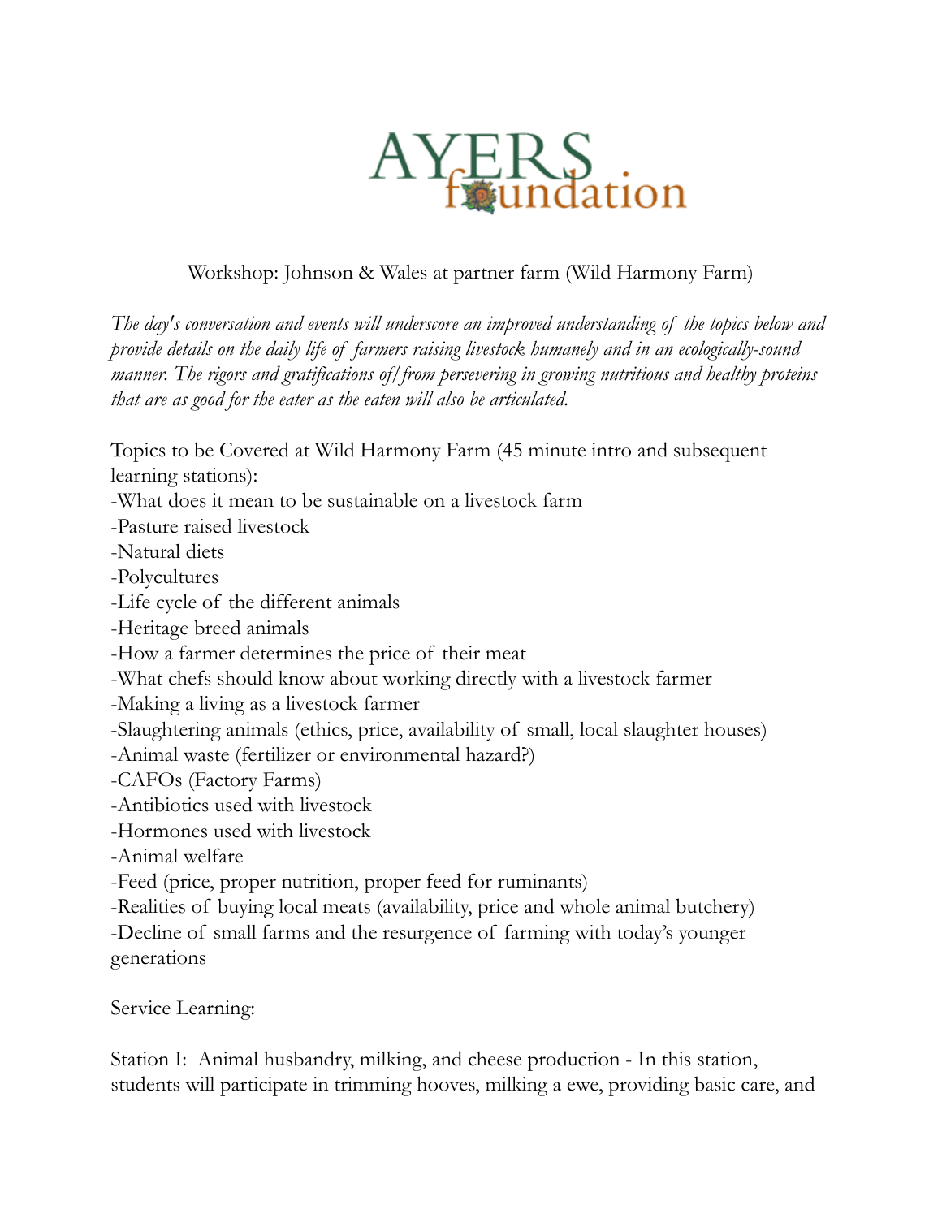# AYERS foundation

Workshop: Johnson & Wales at partner farm (Wild Harmony Farm)

*The day's conversation and events will underscore an improved understanding of the topics below and provide details on the daily life of farmers raising livestock humanely and in an ecologically-sound manner. The rigors and gratifications of/from persevering in growing nutritious and healthy proteins that are as good for the eater as the eaten will also be articulated.*

Topics to be Covered at Wild Harmony Farm (45 minute intro and subsequent learning stations):

- What does it mean to be sustainable on a livestock farm
- Pasture raised livestock
- Natural diets
- Polycultures
- Life cycle of the different animals
- Heritage breed animals
- How a farmer determines the price of their meat
- What chefs should know about working directly with a livestock farmer
- Making a living as a livestock farmer
- Slaughtering animals (ethics, price, availability of small, local slaughter houses)
- Animal waste (fertilizer or environmental hazard?)
- CAFOs (Factory Farms)
- Antibiotics used with livestock
- Hormones used with livestock
- Animal welfare
- Feed (price, proper nutrition, proper feed for ruminants)
- Realities of buying local meats (availability, price and whole animal butchery)
- Decline of small farms and the resurgence of farming with today's younger generations

Service Learning:

Station I: Animal husbandry, milking, and cheese production - In this station, students will participate in trimming hooves, milking a ewe, providing basic care, and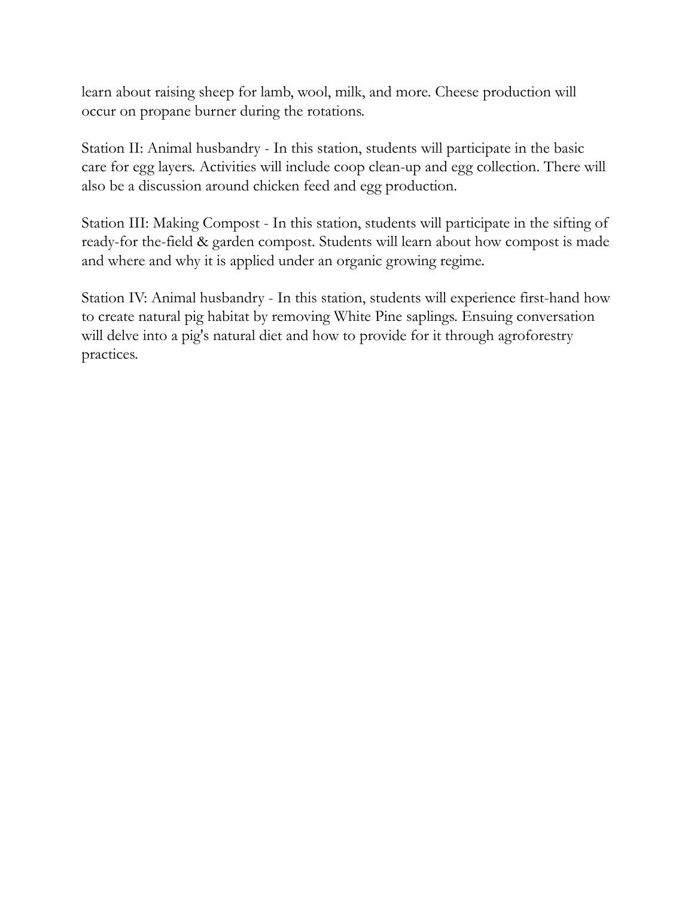learn about raising sheep for lamb, wool, milk, and more. Cheese production will occur on propane burner during the rotations.

Station II: Animal husbandry - In this station, students will participate in the basic care for egg layers. Activities will include coop clean-up and egg collection. There will also be a discussion around chicken feed and egg production.

Station III: Making Compost - In this station, students will participate in the sifting of ready-for the-field & garden compost. Students will learn about how compost is made and where and why it is applied under an organic growing regime.

Station IV: Animal husbandry - In this station, students will experience first-hand how to create natural pig habitat by removing White Pine saplings. Ensuing conversation will delve into a pig's natural diet and how to provide for it through agroforestry practices.